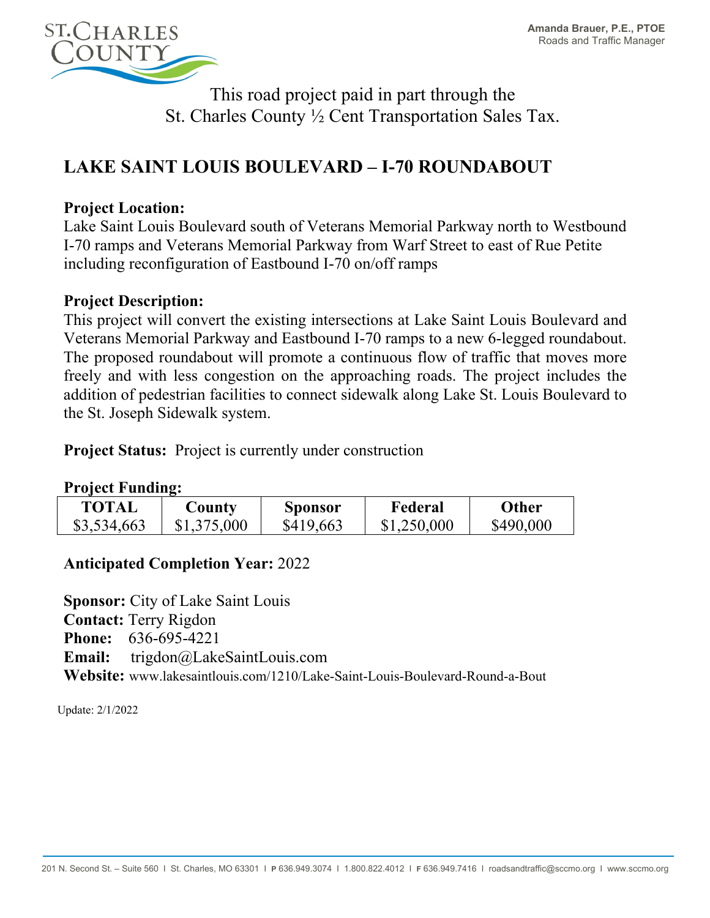Amanda Brauer, P.E., PTOE
Roads and Traffic Manager

This road project paid in part through the
St. Charles County ½ Cent Transportation Sales Tax.

# LAKE SAINT LOUIS BOULEVARD – I-70 ROUNDABOUT

**Project Location:**
Lake Saint Louis Boulevard south of Veterans Memorial Parkway north to Westbound I-70 ramps and Veterans Memorial Parkway from Warf Street to east of Rue Petite including reconfiguration of Eastbound I-70 on/off ramps

**Project Description:**
This project will convert the existing intersections at Lake Saint Louis Boulevard and Veterans Memorial Parkway and Eastbound I-70 ramps to a new 6-legged roundabout. The proposed roundabout will promote a continuous flow of traffic that moves more freely and with less congestion on the approaching roads. The project includes the addition of pedestrian facilities to connect sidewalk along Lake St. Louis Boulevard to the St. Joseph Sidewalk system.

**Project Status:** Project is currently under construction

**Project Funding:**

| TOTAL | County | Sponsor | Federal | Other |
|---|---|---|---|---|
| $3,534,663 | $1,375,000 | $419,663 | $1,250,000 | $490,000 |

**Anticipated Completion Year:** 2022

**Sponsor:** City of Lake Saint Louis
**Contact:** Terry Rigdon
**Phone:** 636-695-4221
**Email:** trigdon@LakeSaintLouis.com
**Website:** www.lakesaintlouis.com/1210/Lake-Saint-Louis-Boulevard-Round-a-Bout

Update: 2/1/2022

201 N. Second St. – Suite 560 I St. Charles, MO 63301 I P 636.949.3074 I 1.800.822.4012 I F 636.949.7416 I roadsandtraffic@sccmo.org I www.sccmo.org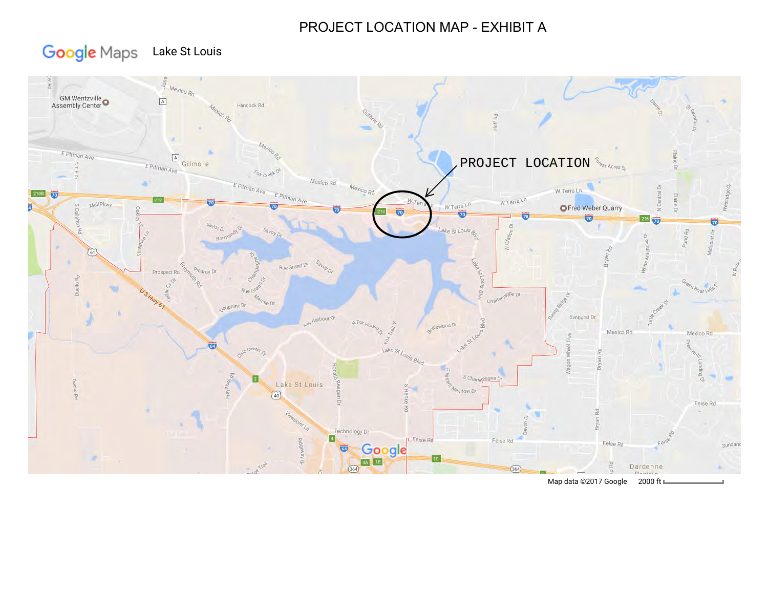# PROJECT LOCATION MAP - EXHIBIT A

Google Maps Lake St Louis

PROJECT LOCATION

Map data ©2017 Google 2000 ft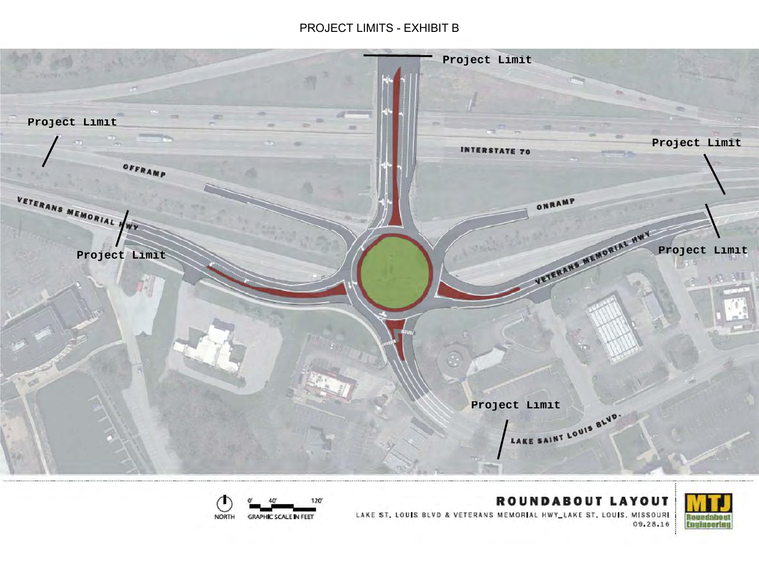# PROJECT LIMITS - EXHIBIT B

Project Limit

Project Limit

INTERSTATE 70

Project Limit

OFFRAMP

ONRAMP

VETERANS MEMORIAL HWY

Project Limit

VETERANS MEMORIAL HWY

Project Limit

Project Limit

LAKE SAINT LOUIS BLVD.

NORTH

0' 40' 120'

GRAPHIC SCALE IN FEET

**ROUNDABOUT LAYOUT**

LAKE ST. LOUIS BLVD & VETERANS MEMORIAL HWY_LAKE ST. LOUIS, MISSOURI

09.28.16

MTJ Roundabout Engineering